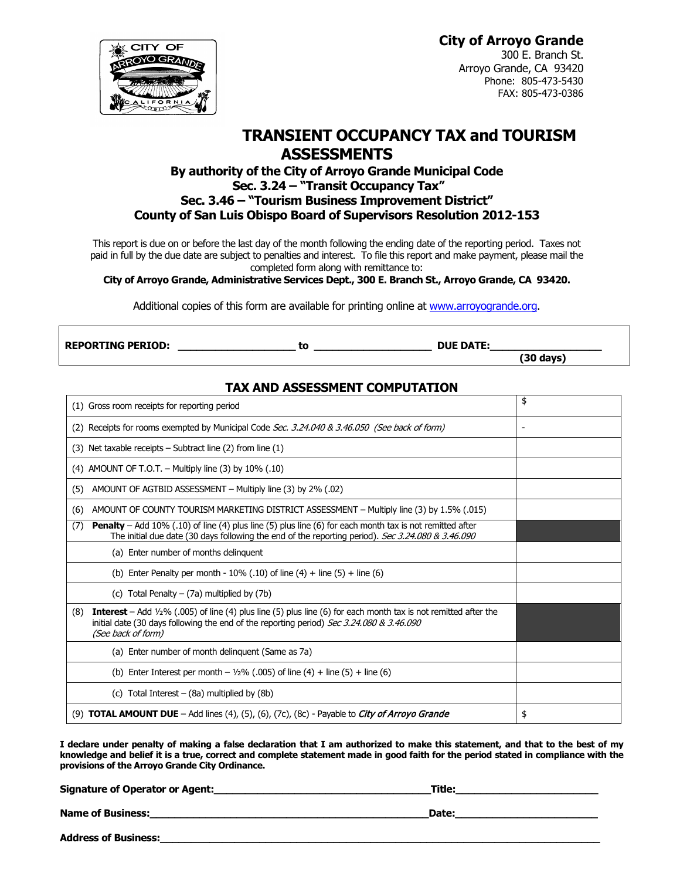**City of Arroyo Grande**
300 E. Branch St.
Arroyo Grande, CA 93420
Phone: 805-473-5430
FAX: 805-473-0386

# TRANSIENT OCCUPANCY TAX and TOURISM ASSESSMENTS

### By authority of the City of Arroyo Grande Municipal Code
### Sec. 3.24 – "Transit Occupancy Tax"
### Sec. 3.46 – "Tourism Business Improvement District"
### County of San Luis Obispo Board of Supervisors Resolution 2012-153

This report is due on or before the last day of the month following the ending date of the reporting period. Taxes not paid in full by the due date are subject to penalties and interest. To file this report and make payment, please mail the completed form along with remittance to:

**City of Arroyo Grande, Administrative Services Dept., 300 E. Branch St., Arroyo Grande, CA 93420.**

Additional copies of this form are available for printing online at www.arroyogrande.org.

**REPORTING PERIOD:** ____________________ **to** ____________________ **DUE DATE:**____________________ **(30 days)**

## TAX AND ASSESSMENT COMPUTATION

| | |
|---|---|
| (1) Gross room receipts for reporting period | $ |
| (2) Receipts for rooms exempted by Municipal Code *Sec. 3.24.040 & 3.46.050 (See back of form)* | - |
| (3) Net taxable receipts – Subtract line (2) from line (1) | |
| (4) AMOUNT OF T.O.T. – Multiply line (3) by 10% (.10) | |
| (5) AMOUNT OF AGTBID ASSESSMENT – Multiply line (3) by 2% (.02) | |
| (6) AMOUNT OF COUNTY TOURISM MARKETING DISTRICT ASSESSMENT – Multiply line (3) by 1.5% (.015) | |
| (7) **Penalty** – Add 10% (.10) of line (4) plus line (5) plus line (6) for each month tax is not remitted after The initial due date (30 days following the end of the reporting period). *Sec 3.24.080 & 3.46.090* | |
| (a) Enter number of months delinquent | |
| (b) Enter Penalty per month - 10% (.10) of line (4) + line (5) + line (6) | |
| (c) Total Penalty – (7a) multiplied by (7b) | |
| (8) **Interest** – Add ½% (.005) of line (4) plus line (5) plus line (6) for each month tax is not remitted after the initial date (30 days following the end of the reporting period) *Sec 3.24.080 & 3.46.090 (See back of form)* | |
| (a) Enter number of month delinquent (Same as 7a) | |
| (b) Enter Interest per month – ½% (.005) of line (4) + line (5) + line (6) | |
| (c) Total Interest – (8a) multiplied by (8b) | |
| (9) **TOTAL AMOUNT DUE** – Add lines (4), (5), (6), (7c), (8c) - Payable to *City of Arroyo Grande* | $ |

**I declare under penalty of making a false declaration that I am authorized to make this statement, and that to the best of my knowledge and belief it is a true, correct and complete statement made in good faith for the period stated in compliance with the provisions of the Arroyo Grande City Ordinance.**

**Signature of Operator or Agent:**____________________________________**Title:**________________________

**Name of Business:**______________________________________________**Date:**________________________

**Address of Business:**____________________________________________________________________________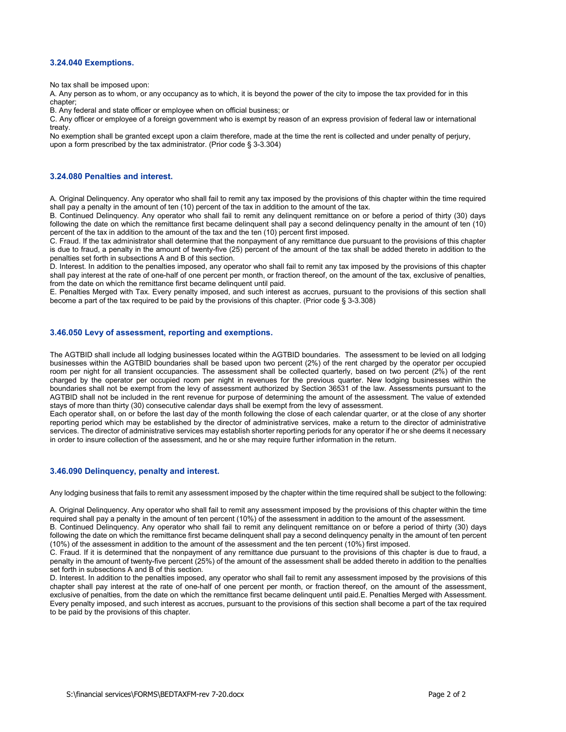### 3.24.040 Exemptions.

No tax shall be imposed upon:

A. Any person as to whom, or any occupancy as to which, it is beyond the power of the city to impose the tax provided for in this chapter;

B. Any federal and state officer or employee when on official business; or

C. Any officer or employee of a foreign government who is exempt by reason of an express provision of federal law or international treaty.

No exemption shall be granted except upon a claim therefore, made at the time the rent is collected and under penalty of perjury, upon a form prescribed by the tax administrator. (Prior code § 3-3.304)

### 3.24.080 Penalties and interest.

A. Original Delinquency. Any operator who shall fail to remit any tax imposed by the provisions of this chapter within the time required shall pay a penalty in the amount of ten (10) percent of the tax in addition to the amount of the tax.

B. Continued Delinquency. Any operator who shall fail to remit any delinquent remittance on or before a period of thirty (30) days following the date on which the remittance first became delinquent shall pay a second delinquency penalty in the amount of ten (10) percent of the tax in addition to the amount of the tax and the ten (10) percent first imposed.

C. Fraud. If the tax administrator shall determine that the nonpayment of any remittance due pursuant to the provisions of this chapter is due to fraud, a penalty in the amount of twenty-five (25) percent of the amount of the tax shall be added thereto in addition to the penalties set forth in subsections A and B of this section.

D. Interest. In addition to the penalties imposed, any operator who shall fail to remit any tax imposed by the provisions of this chapter shall pay interest at the rate of one-half of one percent per month, or fraction thereof, on the amount of the tax, exclusive of penalties, from the date on which the remittance first became delinquent until paid.

E. Penalties Merged with Tax. Every penalty imposed, and such interest as accrues, pursuant to the provisions of this section shall become a part of the tax required to be paid by the provisions of this chapter. (Prior code § 3-3.308)

### 3.46.050 Levy of assessment, reporting and exemptions.

The AGTBID shall include all lodging businesses located within the AGTBID boundaries. The assessment to be levied on all lodging businesses within the AGTBID boundaries shall be based upon two percent (2%) of the rent charged by the operator per occupied room per night for all transient occupancies. The assessment shall be collected quarterly, based on two percent (2%) of the rent charged by the operator per occupied room per night in revenues for the previous quarter. New lodging businesses within the boundaries shall not be exempt from the levy of assessment authorized by Section 36531 of the law. Assessments pursuant to the AGTBID shall not be included in the rent revenue for purpose of determining the amount of the assessment. The value of extended stays of more than thirty (30) consecutive calendar days shall be exempt from the levy of assessment.

Each operator shall, on or before the last day of the month following the close of each calendar quarter, or at the close of any shorter reporting period which may be established by the director of administrative services, make a return to the director of administrative services. The director of administrative services may establish shorter reporting periods for any operator if he or she deems it necessary in order to insure collection of the assessment, and he or she may require further information in the return.

### 3.46.090 Delinquency, penalty and interest.

Any lodging business that fails to remit any assessment imposed by the chapter within the time required shall be subject to the following:

A. Original Delinquency. Any operator who shall fail to remit any assessment imposed by the provisions of this chapter within the time required shall pay a penalty in the amount of ten percent (10%) of the assessment in addition to the amount of the assessment.

B. Continued Delinquency. Any operator who shall fail to remit any delinquent remittance on or before a period of thirty (30) days following the date on which the remittance first became delinquent shall pay a second delinquency penalty in the amount of ten percent (10%) of the assessment in addition to the amount of the assessment and the ten percent (10%) first imposed.

C. Fraud. If it is determined that the nonpayment of any remittance due pursuant to the provisions of this chapter is due to fraud, a penalty in the amount of twenty-five percent (25%) of the amount of the assessment shall be added thereto in addition to the penalties set forth in subsections A and B of this section.

D. Interest. In addition to the penalties imposed, any operator who shall fail to remit any assessment imposed by the provisions of this chapter shall pay interest at the rate of one-half of one percent per month, or fraction thereof, on the amount of the assessment, exclusive of penalties, from the date on which the remittance first became delinquent until paid.E. Penalties Merged with Assessment. Every penalty imposed, and such interest as accrues, pursuant to the provisions of this section shall become a part of the tax required to be paid by the provisions of this chapter.

S:\financial services\FORMS\BEDTAXFM-rev 7-20.docx